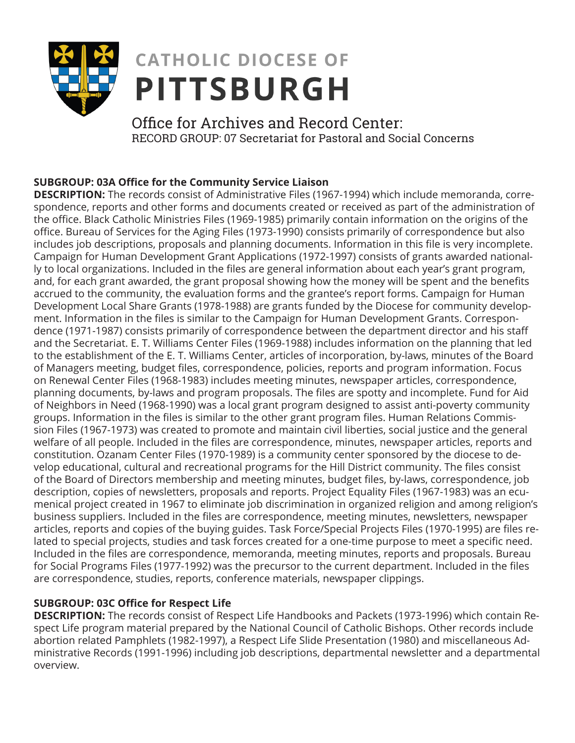# CATHOLIC DIOCESE OF PITTSBURGH

## Office for Archives and Record Center:

RECORD GROUP: 07 Secretariat for Pastoral and Social Concerns

**SUBGROUP: 03A Office for the Community Service Liaison**

**DESCRIPTION:** The records consist of Administrative Files (1967-1994) which include memoranda, correspondence, reports and other forms and documents created or received as part of the administration of the office. Black Catholic Ministries Files (1969-1985) primarily contain information on the origins of the office. Bureau of Services for the Aging Files (1973-1990) consists primarily of correspondence but also includes job descriptions, proposals and planning documents. Information in this file is very incomplete. Campaign for Human Development Grant Applications (1972-1997) consists of grants awarded nationally to local organizations. Included in the files are general information about each year's grant program, and, for each grant awarded, the grant proposal showing how the money will be spent and the benefits accrued to the community, the evaluation forms and the grantee's report forms. Campaign for Human Development Local Share Grants (1978-1988) are grants funded by the Diocese for community development. Information in the files is similar to the Campaign for Human Development Grants. Correspondence (1971-1987) consists primarily of correspondence between the department director and his staff and the Secretariat. E. T. Williams Center Files (1969-1988) includes information on the planning that led to the establishment of the E. T. Williams Center, articles of incorporation, by-laws, minutes of the Board of Managers meeting, budget files, correspondence, policies, reports and program information. Focus on Renewal Center Files (1968-1983) includes meeting minutes, newspaper articles, correspondence, planning documents, by-laws and program proposals. The files are spotty and incomplete. Fund for Aid of Neighbors in Need (1968-1990) was a local grant program designed to assist anti-poverty community groups. Information in the files is similar to the other grant program files. Human Relations Commission Files (1967-1973) was created to promote and maintain civil liberties, social justice and the general welfare of all people. Included in the files are correspondence, minutes, newspaper articles, reports and constitution. Ozanam Center Files (1970-1989) is a community center sponsored by the diocese to develop educational, cultural and recreational programs for the Hill District community. The files consist of the Board of Directors membership and meeting minutes, budget files, by-laws, correspondence, job description, copies of newsletters, proposals and reports. Project Equality Files (1967-1983) was an ecumenical project created in 1967 to eliminate job discrimination in organized religion and among religion's business suppliers. Included in the files are correspondence, meeting minutes, newsletters, newspaper articles, reports and copies of the buying guides. Task Force/Special Projects Files (1970-1995) are files related to special projects, studies and task forces created for a one-time purpose to meet a specific need. Included in the files are correspondence, memoranda, meeting minutes, reports and proposals. Bureau for Social Programs Files (1977-1992) was the precursor to the current department. Included in the files are correspondence, studies, reports, conference materials, newspaper clippings.

**SUBGROUP: 03C Office for Respect Life**

**DESCRIPTION:** The records consist of Respect Life Handbooks and Packets (1973-1996) which contain Respect Life program material prepared by the National Council of Catholic Bishops. Other records include abortion related Pamphlets (1982-1997), a Respect Life Slide Presentation (1980) and miscellaneous Administrative Records (1991-1996) including job descriptions, departmental newsletter and a departmental overview.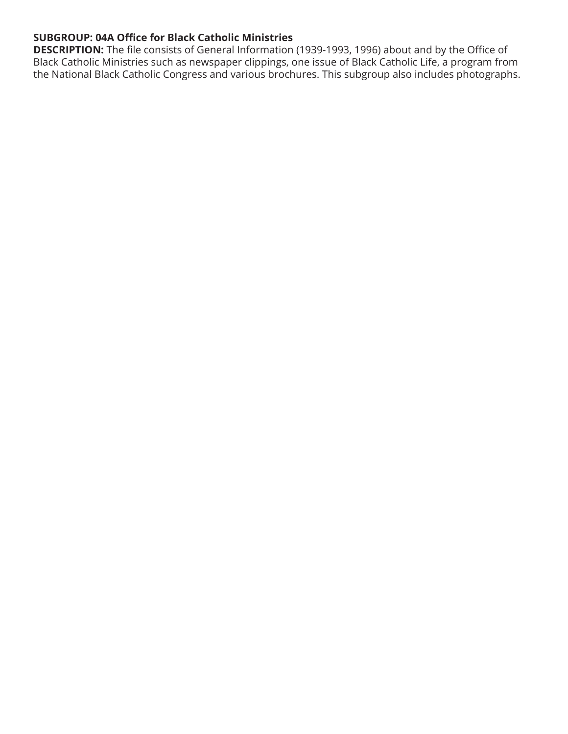**SUBGROUP: 04A Office for Black Catholic Ministries**
**DESCRIPTION:** The file consists of General Information (1939-1993, 1996) about and by the Office of Black Catholic Ministries such as newspaper clippings, one issue of Black Catholic Life, a program from the National Black Catholic Congress and various brochures. This subgroup also includes photographs.